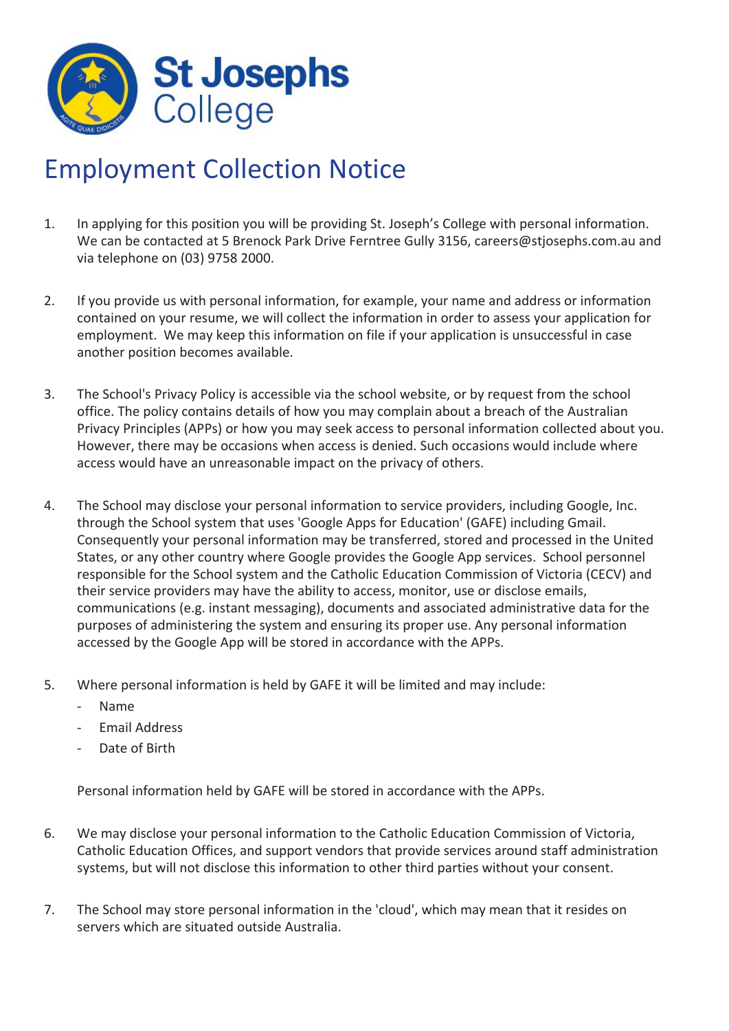St Josephs College

# Employment Collection Notice

1. In applying for this position you will be providing St. Joseph's College with personal information. We can be contacted at 5 Brenock Park Drive Ferntree Gully 3156, careers@stjosephs.com.au and via telephone on (03) 9758 2000.

2. If you provide us with personal information, for example, your name and address or information contained on your resume, we will collect the information in order to assess your application for employment. We may keep this information on file if your application is unsuccessful in case another position becomes available.

3. The School's Privacy Policy is accessible via the school website, or by request from the school office. The policy contains details of how you may complain about a breach of the Australian Privacy Principles (APPs) or how you may seek access to personal information collected about you. However, there may be occasions when access is denied. Such occasions would include where access would have an unreasonable impact on the privacy of others.

4. The School may disclose your personal information to service providers, including Google, Inc. through the School system that uses 'Google Apps for Education' (GAFE) including Gmail. Consequently your personal information may be transferred, stored and processed in the United States, or any other country where Google provides the Google App services. School personnel responsible for the School system and the Catholic Education Commission of Victoria (CECV) and their service providers may have the ability to access, monitor, use or disclose emails, communications (e.g. instant messaging), documents and associated administrative data for the purposes of administering the system and ensuring its proper use. Any personal information accessed by the Google App will be stored in accordance with the APPs.

5. Where personal information is held by GAFE it will be limited and may include:
   - Name
   - Email Address
   - Date of Birth

   Personal information held by GAFE will be stored in accordance with the APPs.

6. We may disclose your personal information to the Catholic Education Commission of Victoria, Catholic Education Offices, and support vendors that provide services around staff administration systems, but will not disclose this information to other third parties without your consent.

7. The School may store personal information in the 'cloud', which may mean that it resides on servers which are situated outside Australia.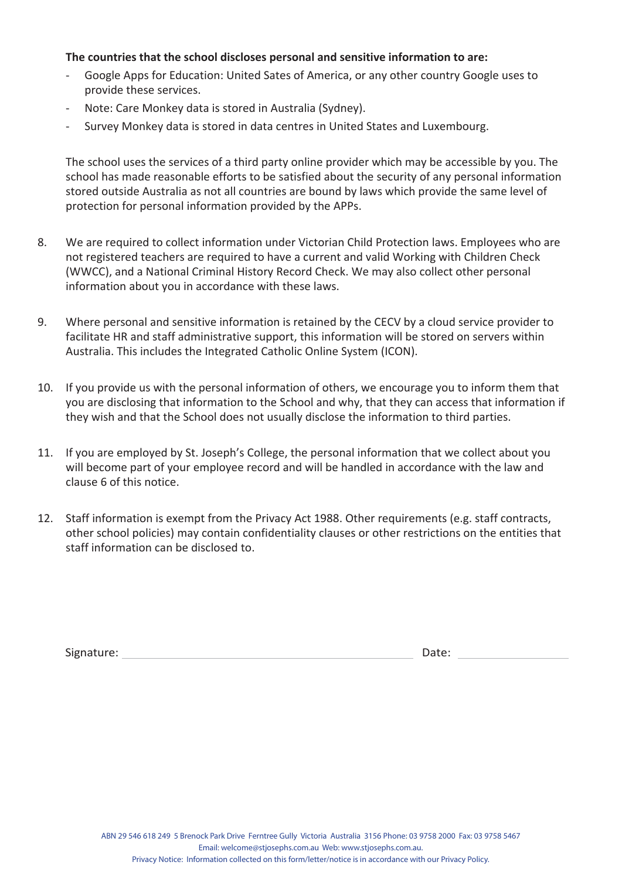**The countries that the school discloses personal and sensitive information to are:**

- Google Apps for Education: United Sates of America, or any other country Google uses to provide these services.
- Note: Care Monkey data is stored in Australia (Sydney).
- Survey Monkey data is stored in data centres in United States and Luxembourg.

The school uses the services of a third party online provider which may be accessible by you. The school has made reasonable efforts to be satisfied about the security of any personal information stored outside Australia as not all countries are bound by laws which provide the same level of protection for personal information provided by the APPs.

8. We are required to collect information under Victorian Child Protection laws. Employees who are not registered teachers are required to have a current and valid Working with Children Check (WWCC), and a National Criminal History Record Check. We may also collect other personal information about you in accordance with these laws.

9. Where personal and sensitive information is retained by the CECV by a cloud service provider to facilitate HR and staff administrative support, this information will be stored on servers within Australia. This includes the Integrated Catholic Online System (ICON).

10. If you provide us with the personal information of others, we encourage you to inform them that you are disclosing that information to the School and why, that they can access that information if they wish and that the School does not usually disclose the information to third parties.

11. If you are employed by St. Joseph's College, the personal information that we collect about you will become part of your employee record and will be handled in accordance with the law and clause 6 of this notice.

12. Staff information is exempt from the Privacy Act 1988. Other requirements (e.g. staff contracts, other school policies) may contain confidentiality clauses or other restrictions on the entities that staff information can be disclosed to.

Signature: ______________________________ Date: ______________

ABN 29 546 618 249 5 Brenock Park Drive Ferntree Gully Victoria Australia 3156 Phone: 03 9758 2000 Fax: 03 9758 5467
Email: welcome@stjosephs.com.au Web: www.stjosephs.com.au.
Privacy Notice: Information collected on this form/letter/notice is in accordance with our Privacy Policy.